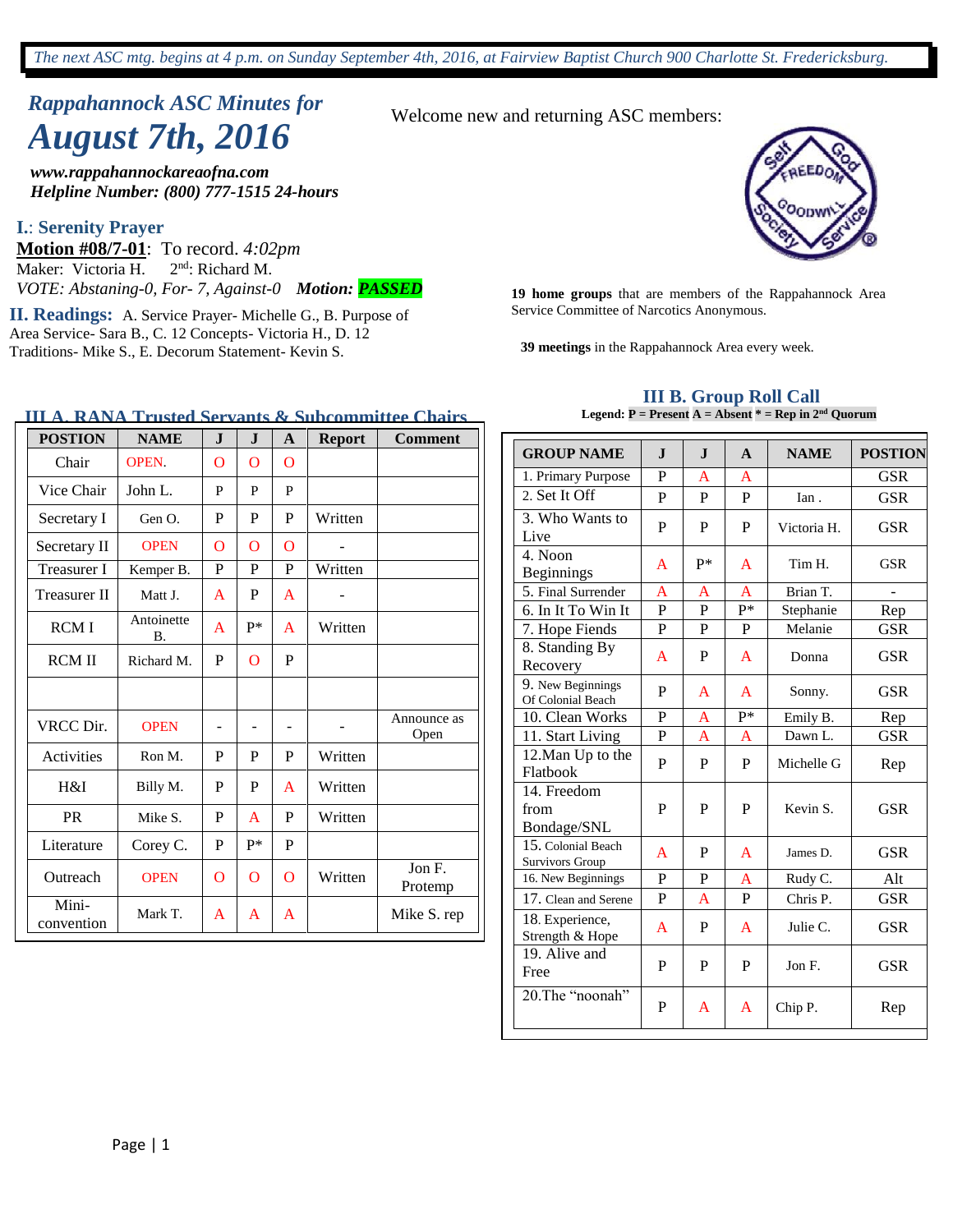*The next ASC mtg. begins at 4 p.m. on Sunday September 4th, 2016, at Fairview Baptist Church 900 Charlotte St. Fredericksburg.*

# *Rappahannock ASC Minutes for August 7th, 2016*

***www.rappahannockareaofna.com***
***Helpline Number: (800) 777-1515 24-hours***

Welcome new and returning ASC members:

**19 home groups** that are members of the Rappahannock Area Service Committee of Narcotics Anonymous.

**39 meetings** in the Rappahannock Area every week.

## I.: Serenity Prayer

**Motion #08/7-01**: To record. *4:02pm*
Maker: Victoria H. 2nd: Richard M.
*VOTE: Abstaning-0, For- 7, Against-0* ***Motion: PASSED***

## II. Readings:

A. Service Prayer- Michelle G., B. Purpose of Area Service- Sara B., C. 12 Concepts- Victoria H., D. 12 Traditions- Mike S., E. Decorum Statement- Kevin S.

## III A. RANA Trusted Servants & Subcommittee Chairs

| POSTION | NAME | J | J | A | Report | Comment |
|---|---|---|---|---|---|---|
| Chair | OPEN. | O | O | O | | |
| Vice Chair | John L. | P | P | P | | |
| Secretary I | Gen O. | P | P | P | Written | |
| Secretary II | OPEN | O | O | O | - | |
| Treasurer I | Kemper B. | P | P | P | Written | |
| Treasurer II | Matt J. | A | P | A | - | |
| RCM I | Antoinette B. | A | P* | A | Written | |
| RCM II | Richard M. | P | O | P | | |
| | | | | | | |
| VRCC Dir. | OPEN | - | - | - | - | Announce as Open |
| Activities | Ron M. | P | P | P | Written | |
| H&I | Billy M. | P | P | A | Written | |
| PR | Mike S. | P | A | P | Written | |
| Literature | Corey C. | P | P* | P | | |
| Outreach | OPEN | O | O | O | Written | Jon F. Protemp |
| Mini-convention | Mark T. | A | A | A | | Mike S. rep |

## III B. Group Roll Call

**Legend: P = Present A = Absent * = Rep in 2nd Quorum**

| GROUP NAME | J | J | A | NAME | POSTION |
|---|---|---|---|---|---|
| 1. Primary Purpose | P | A | A | | GSR |
| 2. Set It Off | P | P | P | Ian . | GSR |
| 3. Who Wants to Live | P | P | P | Victoria H. | GSR |
| 4. Noon Beginnings | A | P* | A | Tim H. | GSR |
| 5. Final Surrender | A | A | A | Brian T. | - |
| 6. In It To Win It | P | P | P* | Stephanie | Rep |
| 7. Hope Fiends | P | P | P | Melanie | GSR |
| 8. Standing By Recovery | A | P | A | Donna | GSR |
| 9. New Beginnings Of Colonial Beach | P | A | A | Sonny. | GSR |
| 10. Clean Works | P | A | P* | Emily B. | Rep |
| 11. Start Living | P | A | A | Dawn L. | GSR |
| 12.Man Up to the Flatbook | P | P | P | Michelle G | Rep |
| 14. Freedom from Bondage/SNL | P | P | P | Kevin S. | GSR |
| 15. Colonial Beach Survivors Group | A | P | A | James D. | GSR |
| 16. New Beginnings | P | P | A | Rudy C. | Alt |
| 17. Clean and Serene | P | A | P | Chris P. | GSR |
| 18. Experience, Strength & Hope | A | P | A | Julie C. | GSR |
| 19. Alive and Free | P | P | P | Jon F. | GSR |
| 20.The "noonah" | P | A | A | Chip P. | Rep |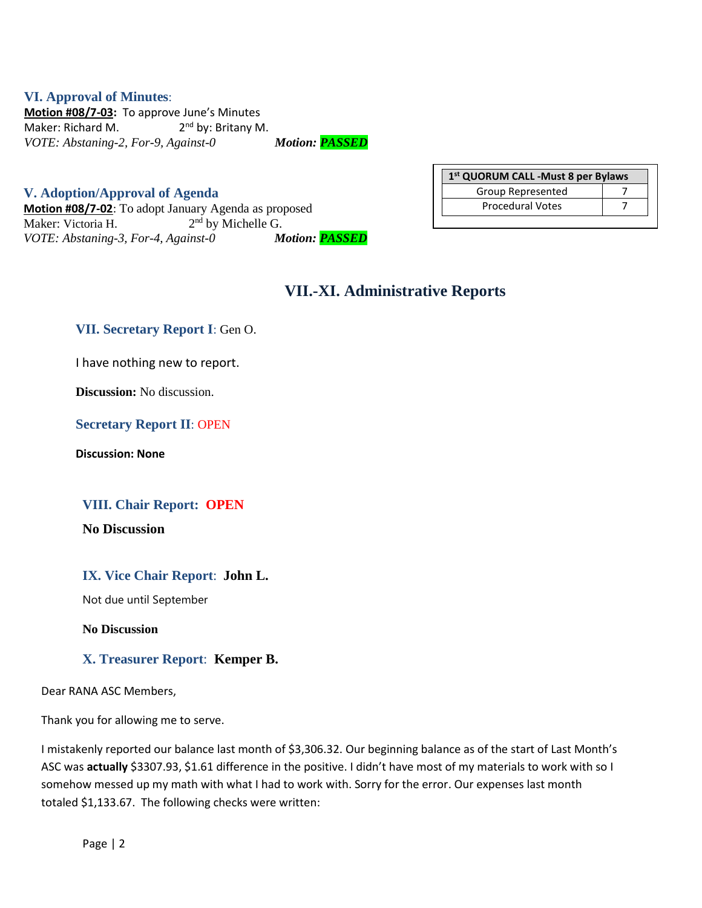### VI. Approval of Minutes:

**Motion #08/7-03:** To approve June's Minutes
Maker: Richard M. 2nd by: Britany M.
*VOTE: Abstaning-2, For-9, Against-0* ***Motion: PASSED***

### V. Adoption/Approval of Agenda

**Motion #08/7-02**: To adopt January Agenda as proposed
Maker: Victoria H. 2nd by Michelle G.
*VOTE: Abstaning-3, For-4, Against-0* ***Motion: PASSED***

| 1st QUORUM CALL -Must 8 per Bylaws | |
|---|---|
| Group Represented | 7 |
| Procedural Votes | 7 |

## VII.-XI. Administrative Reports

### VII. Secretary Report I: Gen O.

I have nothing new to report.

**Discussion:** No discussion.

### Secretary Report II: OPEN

**Discussion: None**

### VIII. Chair Report: OPEN

**No Discussion**

### IX. Vice Chair Report: John L.

Not due until September

**No Discussion**

### X. Treasurer Report: Kemper B.

Dear RANA ASC Members,

Thank you for allowing me to serve.

I mistakenly reported our balance last month of $3,306.32. Our beginning balance as of the start of Last Month's ASC was **actually** $3307.93, $1.61 difference in the positive. I didn't have most of my materials to work with so I somehow messed up my math with what I had to work with. Sorry for the error. Our expenses last month totaled $1,133.67. The following checks were written: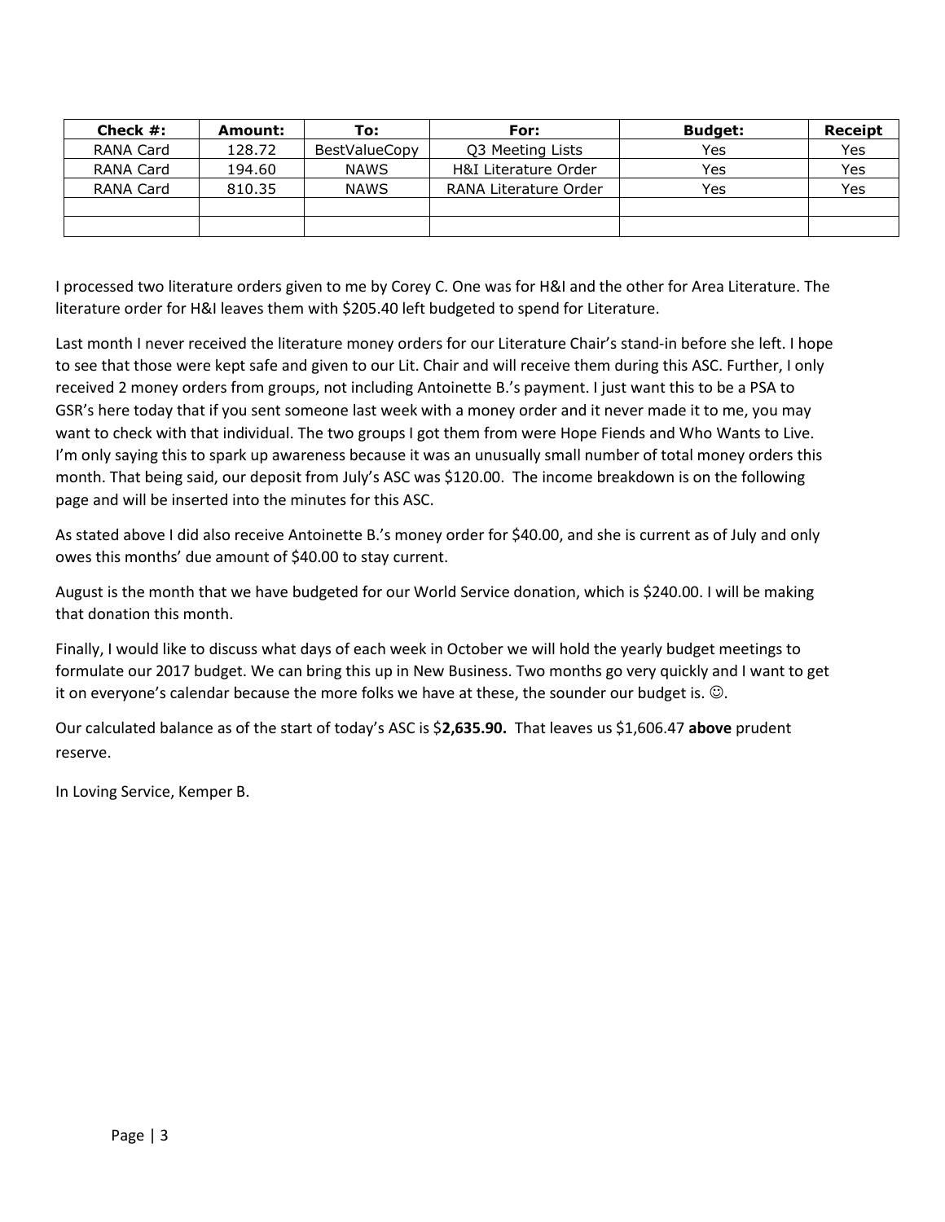| Check #: | Amount: | To: | For: | Budget: | Receipt |
| --- | --- | --- | --- | --- | --- |
| RANA Card | 128.72 | BestValueCopy | Q3 Meeting Lists | Yes | Yes |
| RANA Card | 194.60 | NAWS | H&I Literature Order | Yes | Yes |
| RANA Card | 810.35 | NAWS | RANA Literature Order | Yes | Yes |
| | | | | | |
| | | | | | |

I processed two literature orders given to me by Corey C. One was for H&I and the other for Area Literature. The literature order for H&I leaves them with $205.40 left budgeted to spend for Literature.

Last month I never received the literature money orders for our Literature Chair's stand-in before she left. I hope to see that those were kept safe and given to our Lit. Chair and will receive them during this ASC. Further, I only received 2 money orders from groups, not including Antoinette B.'s payment. I just want this to be a PSA to GSR's here today that if you sent someone last week with a money order and it never made it to me, you may want to check with that individual. The two groups I got them from were Hope Fiends and Who Wants to Live. I'm only saying this to spark up awareness because it was an unusually small number of total money orders this month. That being said, our deposit from July's ASC was $120.00. The income breakdown is on the following page and will be inserted into the minutes for this ASC.

As stated above I did also receive Antoinette B.'s money order for $40.00, and she is current as of July and only owes this months' due amount of $40.00 to stay current.

August is the month that we have budgeted for our World Service donation, which is $240.00. I will be making that donation this month.

Finally, I would like to discuss what days of each week in October we will hold the yearly budget meetings to formulate our 2017 budget. We can bring this up in New Business. Two months go very quickly and I want to get it on everyone's calendar because the more folks we have at these, the sounder our budget is. ☺.

Our calculated balance as of the start of today's ASC is $**2,635.90.** That leaves us $1,606.47 **above** prudent reserve.

In Loving Service, Kemper B.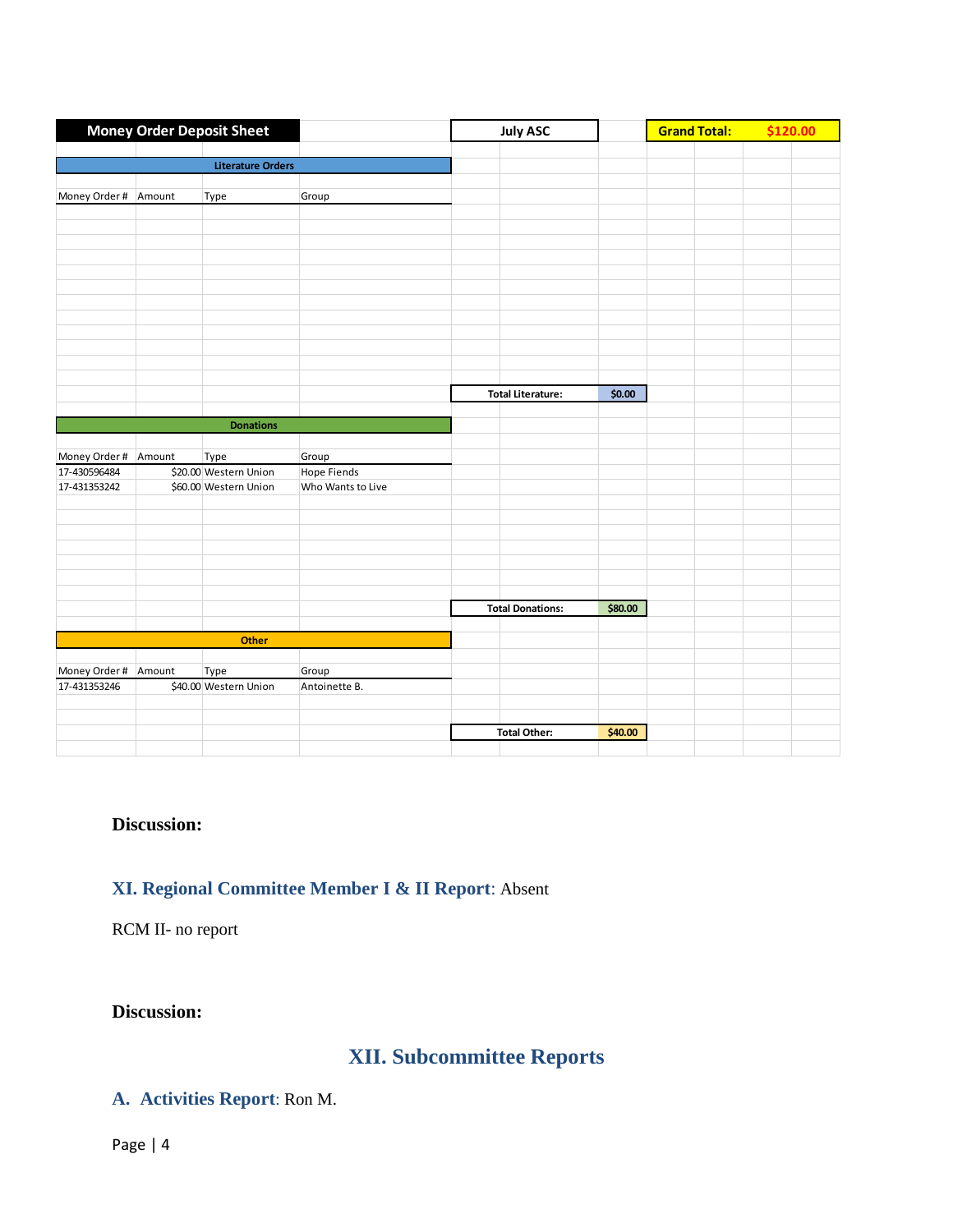**Money Order Deposit Sheet** | **July ASC** | **Grand Total: $120.00**

**Literature Orders**

| Money Order # | Amount | Type | Group |
|---|---|---|---|
| | | | |

**Total Literature: $0.00**

**Donations**

| Money Order # | Amount | Type | Group |
|---|---|---|---|
| 17-430596484 | $20.00 | Western Union | Hope Fiends |
| 17-431353242 | $60.00 | Western Union | Who Wants to Live |

**Total Donations: $80.00**

**Other**

| Money Order # | Amount | Type | Group |
|---|---|---|---|
| 17-431353246 | $40.00 | Western Union | Antoinette B. |

**Total Other: $40.00**

**Discussion:**

## XI. Regional Committee Member I & II Report: Absent

RCM II- no report

**Discussion:**

# XII. Subcommittee Reports

## A. Activities Report: Ron M.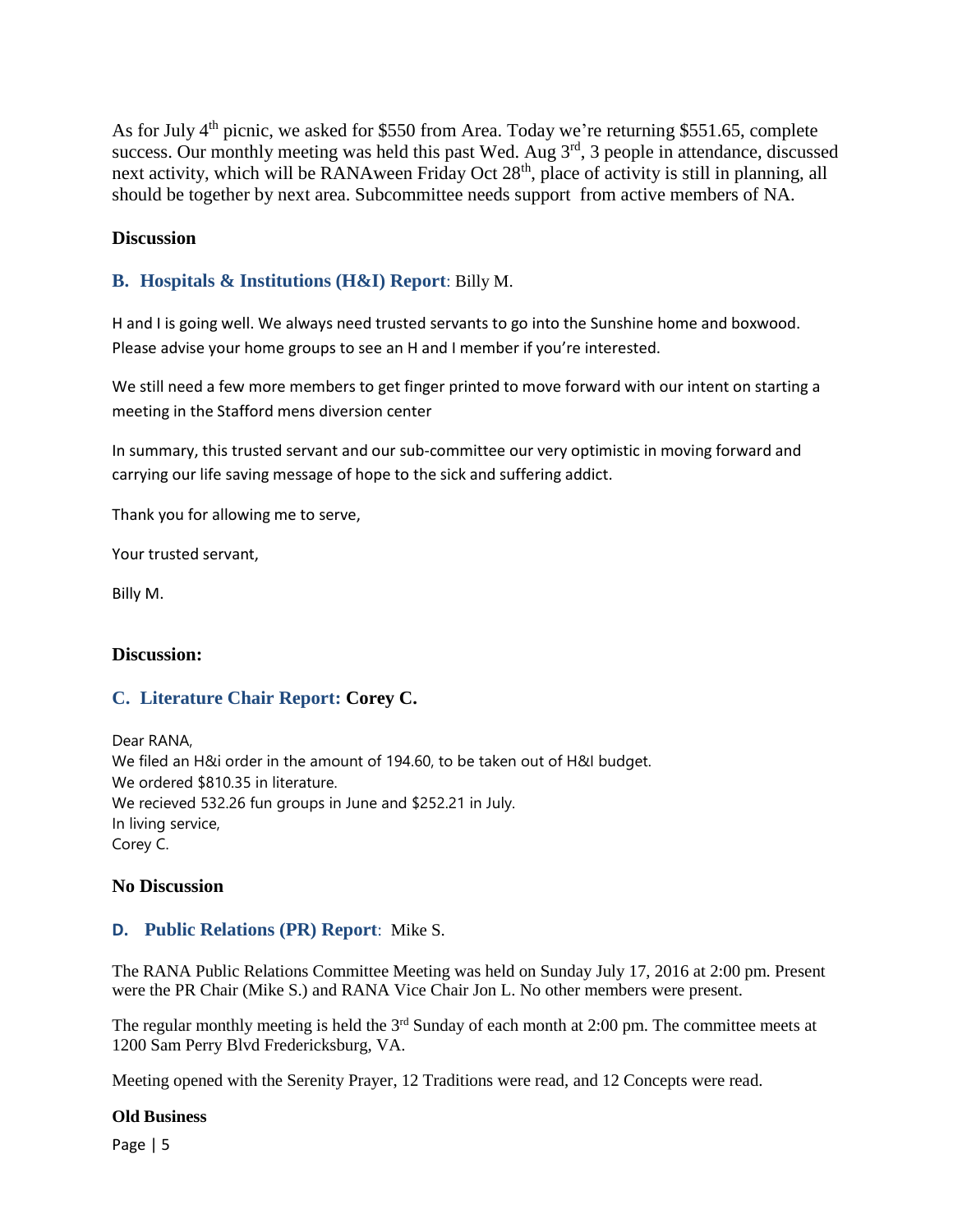As for July 4th picnic, we asked for $550 from Area. Today we're returning $551.65, complete success. Our monthly meeting was held this past Wed. Aug 3rd, 3 people in attendance, discussed next activity, which will be RANAween Friday Oct 28th, place of activity is still in planning, all should be together by next area. Subcommittee needs support from active members of NA.

**Discussion**

### B. Hospitals & Institutions (H&I) Report: Billy M.

H and I is going well. We always need trusted servants to go into the Sunshine home and boxwood. Please advise your home groups to see an H and I member if you're interested.

We still need a few more members to get finger printed to move forward with our intent on starting a meeting in the Stafford mens diversion center

In summary, this trusted servant and our sub-committee our very optimistic in moving forward and carrying our life saving message of hope to the sick and suffering addict.

Thank you for allowing me to serve,

Your trusted servant,

Billy M.

**Discussion:**

### C. Literature Chair Report: Corey C.

Dear RANA,
We filed an H&i order in the amount of 194.60, to be taken out of H&I budget.
We ordered $810.35 in literature.
We recieved 532.26 fun groups in June and $252.21 in July.
In living service,
Corey C.

**No Discussion**

### D. Public Relations (PR) Report: Mike S.

The RANA Public Relations Committee Meeting was held on Sunday July 17, 2016 at 2:00 pm. Present were the PR Chair (Mike S.) and RANA Vice Chair Jon L. No other members were present.

The regular monthly meeting is held the 3rd Sunday of each month at 2:00 pm. The committee meets at 1200 Sam Perry Blvd Fredericksburg, VA.

Meeting opened with the Serenity Prayer, 12 Traditions were read, and 12 Concepts were read.

**Old Business**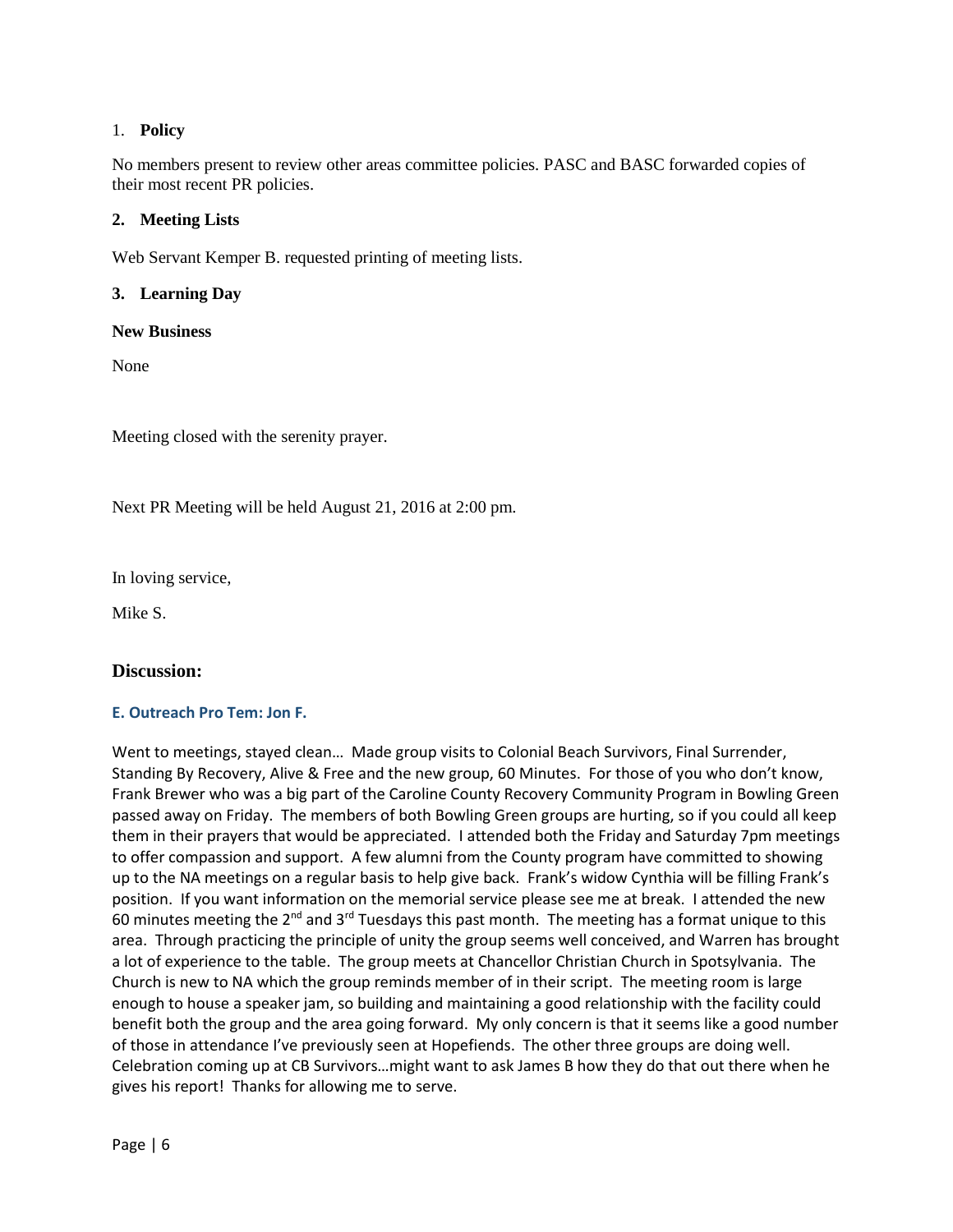1. **Policy**

No members present to review other areas committee policies. PASC and BASC forwarded copies of their most recent PR policies.

**2. Meeting Lists**

Web Servant Kemper B. requested printing of meeting lists.

**3. Learning Day**

**New Business**

None

Meeting closed with the serenity prayer.

Next PR Meeting will be held August 21, 2016 at 2:00 pm.

In loving service,

Mike S.

## Discussion:

### E. Outreach Pro Tem: Jon F.

Went to meetings, stayed clean… Made group visits to Colonial Beach Survivors, Final Surrender, Standing By Recovery, Alive & Free and the new group, 60 Minutes. For those of you who don't know, Frank Brewer who was a big part of the Caroline County Recovery Community Program in Bowling Green passed away on Friday. The members of both Bowling Green groups are hurting, so if you could all keep them in their prayers that would be appreciated. I attended both the Friday and Saturday 7pm meetings to offer compassion and support. A few alumni from the County program have committed to showing up to the NA meetings on a regular basis to help give back. Frank's widow Cynthia will be filling Frank's position. If you want information on the memorial service please see me at break. I attended the new 60 minutes meeting the 2nd and 3rd Tuesdays this past month. The meeting has a format unique to this area. Through practicing the principle of unity the group seems well conceived, and Warren has brought a lot of experience to the table. The group meets at Chancellor Christian Church in Spotsylvania. The Church is new to NA which the group reminds member of in their script. The meeting room is large enough to house a speaker jam, so building and maintaining a good relationship with the facility could benefit both the group and the area going forward. My only concern is that it seems like a good number of those in attendance I've previously seen at Hopefiends. The other three groups are doing well. Celebration coming up at CB Survivors…might want to ask James B how they do that out there when he gives his report! Thanks for allowing me to serve.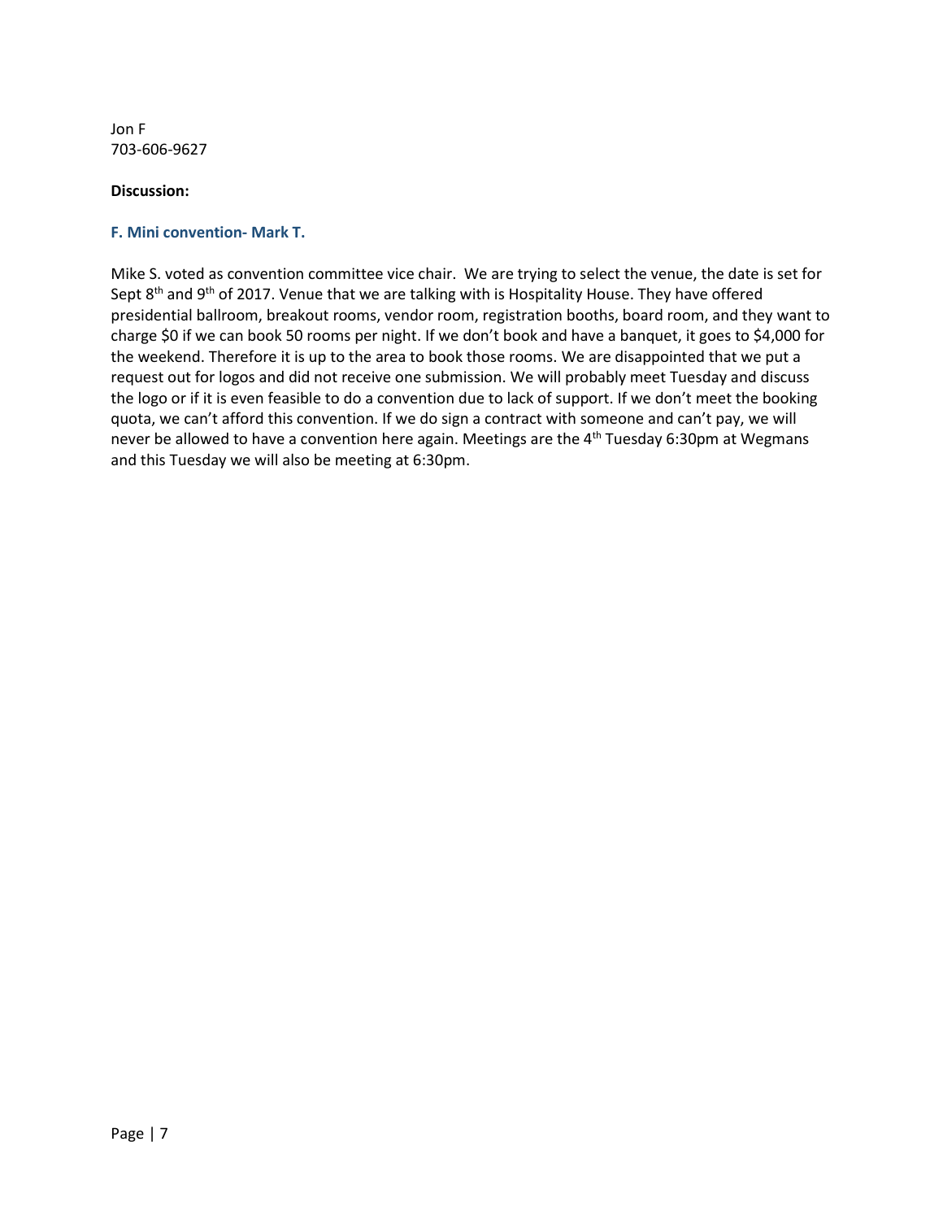Jon F
703-606-9627

**Discussion:**

### F. Mini convention- Mark T.

Mike S. voted as convention committee vice chair. We are trying to select the venue, the date is set for Sept 8th and 9th of 2017. Venue that we are talking with is Hospitality House. They have offered presidential ballroom, breakout rooms, vendor room, registration booths, board room, and they want to charge $0 if we can book 50 rooms per night. If we don't book and have a banquet, it goes to $4,000 for the weekend. Therefore it is up to the area to book those rooms. We are disappointed that we put a request out for logos and did not receive one submission. We will probably meet Tuesday and discuss the logo or if it is even feasible to do a convention due to lack of support. If we don't meet the booking quota, we can't afford this convention. If we do sign a contract with someone and can't pay, we will never be allowed to have a convention here again. Meetings are the 4th Tuesday 6:30pm at Wegmans and this Tuesday we will also be meeting at 6:30pm.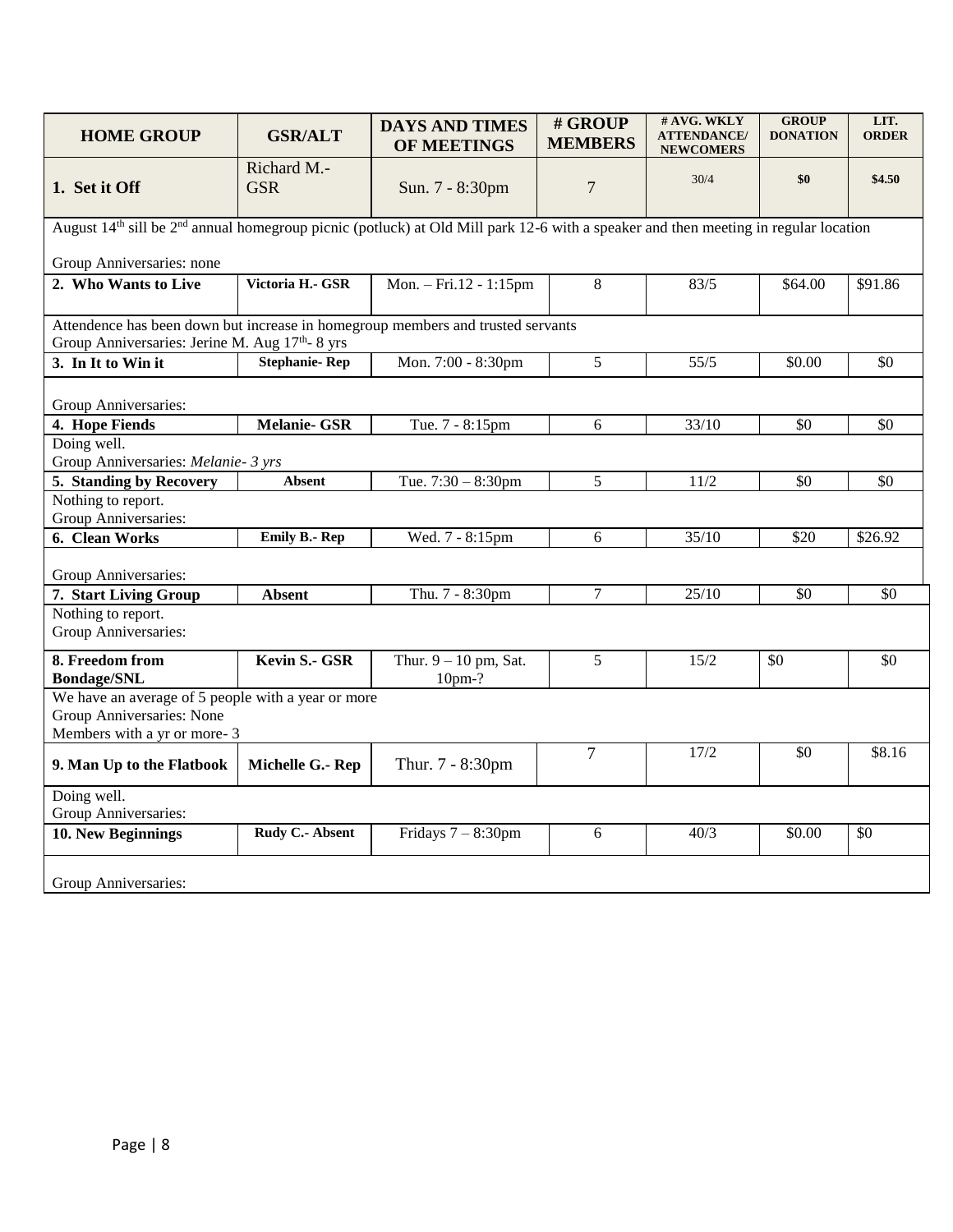| HOME GROUP | GSR/ALT | DAYS AND TIMES OF MEETINGS | # GROUP MEMBERS | # AVG. WKLY ATTENDANCE/ NEWCOMERS | GROUP DONATION | LIT. ORDER |
|---|---|---|---|---|---|---|
| **1. Set it Off** | Richard M.- GSR | Sun. 7 - 8:30pm | 7 | 30/4 | **$0** | **$4.50** |
| August 14th sill be 2nd annual homegroup picnic (potluck) at Old Mill park 12-6 with a speaker and then meeting in regular location<br><br>Group Anniversaries: none | | | | | | |
| **2. Who Wants to Live** | **Victoria H.- GSR** | Mon. – Fri.12 - 1:15pm | 8 | 83/5 | $64.00 | $91.86 |
| Attendence has been down but increase in homegroup members and trusted servants<br>Group Anniversaries: Jerine M. Aug 17th- 8 yrs | | | | | | |
| **3. In It to Win it** | **Stephanie- Rep** | Mon. 7:00 - 8:30pm | 5 | 55/5 | $0.00 | $0 |
| Group Anniversaries: | | | | | | |
| **4. Hope Fiends** | **Melanie- GSR** | Tue. 7 - 8:15pm | 6 | 33/10 | $0 | $0 |
| Doing well.<br>Group Anniversaries: *Melanie- 3 yrs* | | | | | | |
| **5. Standing by Recovery** | **Absent** | Tue. 7:30 – 8:30pm | 5 | 11/2 | $0 | $0 |
| Nothing to report.<br>Group Anniversaries: | | | | | | |
| **6. Clean Works** | **Emily B.- Rep** | Wed. 7 - 8:15pm | 6 | 35/10 | $20 | $26.92 |
| Group Anniversaries: | | | | | | |
| **7. Start Living Group** | **Absent** | Thu. 7 - 8:30pm | 7 | 25/10 | $0 | $0 |
| Nothing to report.<br>Group Anniversaries: | | | | | | |
| **8. Freedom from Bondage/SNL** | **Kevin S.- GSR** | Thur. 9 – 10 pm, Sat. 10pm-? | 5 | 15/2 | $0 | $0 |
| We have an average of 5 people with a year or more<br>Group Anniversaries: None<br>Members with a yr or more- 3 | | | | | | |
| **9. Man Up to the Flatbook** | **Michelle G.- Rep** | Thur. 7 - 8:30pm | 7 | 17/2 | $0 | $8.16 |
| Doing well.<br>Group Anniversaries: | | | | | | |
| **10. New Beginnings** | **Rudy C.- Absent** | Fridays 7 – 8:30pm | 6 | 40/3 | $0.00 | $0 |
| Group Anniversaries: | | | | | | |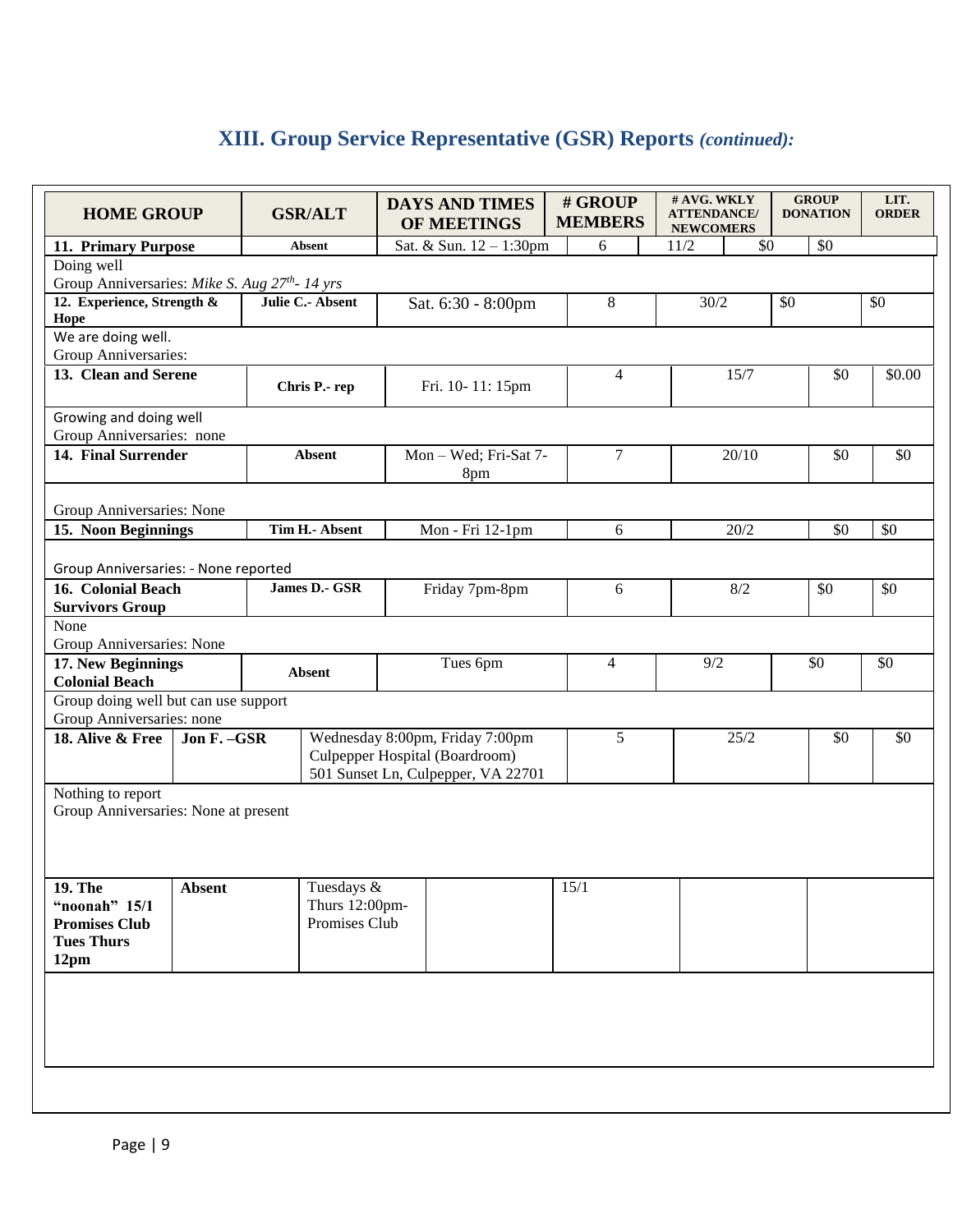# XIII. Group Service Representative (GSR) Reports *(continued):*

| HOME GROUP | GSR/ALT | DAYS AND TIMES OF MEETINGS | # GROUP MEMBERS | # AVG. WKLY ATTENDANCE/ NEWCOMERS | GROUP DONATION | LIT. ORDER |
|---|---|---|---|---|---|---|
| **11. Primary Purpose** | **Absent** | Sat. & Sun. 12 – 1:30pm | 6 | 11/2 | $0 | $0 |
| Doing well<br>Group Anniversaries: *Mike S. Aug 27th- 14 yrs* | | | | | | |
| **12. Experience, Strength & Hope** | **Julie C.- Absent** | Sat. 6:30 - 8:00pm | 8 | 30/2 | $0 | $0 |
| We are doing well.<br>Group Anniversaries: | | | | | | |
| **13. Clean and Serene** | **Chris P.- rep** | Fri. 10- 11: 15pm | 4 | 15/7 | $0 | $0.00 |
| Growing and doing well<br>Group Anniversaries: none | | | | | | |
| **14. Final Surrender** | **Absent** | Mon – Wed; Fri-Sat 7-8pm | 7 | 20/10 | $0 | $0 |
| Group Anniversaries: None | | | | | | |
| **15. Noon Beginnings** | **Tim H.- Absent** | Mon - Fri 12-1pm | 6 | 20/2 | $0 | $0 |
| Group Anniversaries: - None reported | | | | | | |
| **16. Colonial Beach Survivors Group** | **James D.- GSR** | Friday 7pm-8pm | 6 | 8/2 | $0 | $0 |
| None<br>Group Anniversaries: None | | | | | | |
| **17. New Beginnings Colonial Beach** | **Absent** | Tues 6pm | 4 | 9/2 | $0 | $0 |
| Group doing well but can use support<br>Group Anniversaries: none | | | | | | |
| **18. Alive & Free** | **Jon F. –GSR** | Wednesday 8:00pm, Friday 7:00pm Culpepper Hospital (Boardroom) 501 Sunset Ln, Culpepper, VA 22701 | 5 | 25/2 | $0 | $0 |
| Nothing to report<br>Group Anniversaries: None at present | | | | | | |
| **19. The "noonah" 15/1 Promises Club Tues Thurs 12pm** | **Absent** | Tuesdays & Thurs 12:00pm- Promises Club | 15/1 | | | |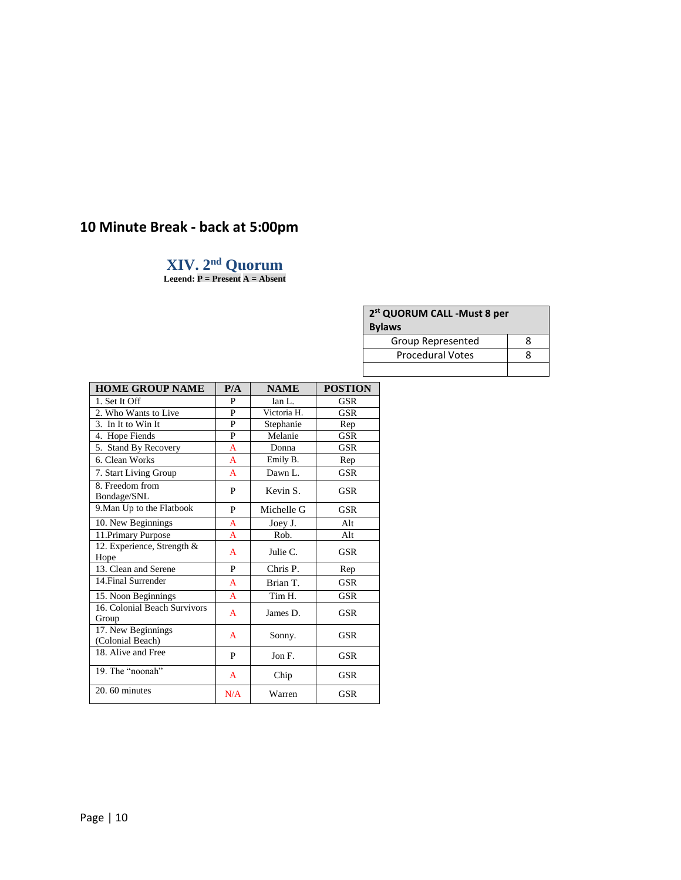## 10 Minute Break - back at 5:00pm

### XIV. 2nd Quorum

**Legend: P = Present A = Absent**

| 2st QUORUM CALL -Must 8 per Bylaws | |
|---|---|
| Group Represented | 8 |
| Procedural Votes | 8 |
| | |

| HOME GROUP NAME | P/A | NAME | POSTION |
|---|---|---|---|
| 1. Set It Off | P | Ian L. | GSR |
| 2. Who Wants to Live | P | Victoria H. | GSR |
| 3. In It to Win It | P | Stephanie | Rep |
| 4. Hope Fiends | P | Melanie | GSR |
| 5. Stand By Recovery | A | Donna | GSR |
| 6. Clean Works | A | Emily B. | Rep |
| 7. Start Living Group | A | Dawn L. | GSR |
| 8. Freedom from Bondage/SNL | P | Kevin S. | GSR |
| 9.Man Up to the Flatbook | P | Michelle G | GSR |
| 10. New Beginnings | A | Joey J. | Alt |
| 11.Primary Purpose | A | Rob. | Alt |
| 12. Experience, Strength & Hope | A | Julie C. | GSR |
| 13. Clean and Serene | P | Chris P. | Rep |
| 14.Final Surrender | A | Brian T. | GSR |
| 15. Noon Beginnings | A | Tim H. | GSR |
| 16. Colonial Beach Survivors Group | A | James D. | GSR |
| 17. New Beginnings (Colonial Beach) | A | Sonny. | GSR |
| 18. Alive and Free | P | Jon F. | GSR |
| 19. The "noonah" | A | Chip | GSR |
| 20. 60 minutes | N/A | Warren | GSR |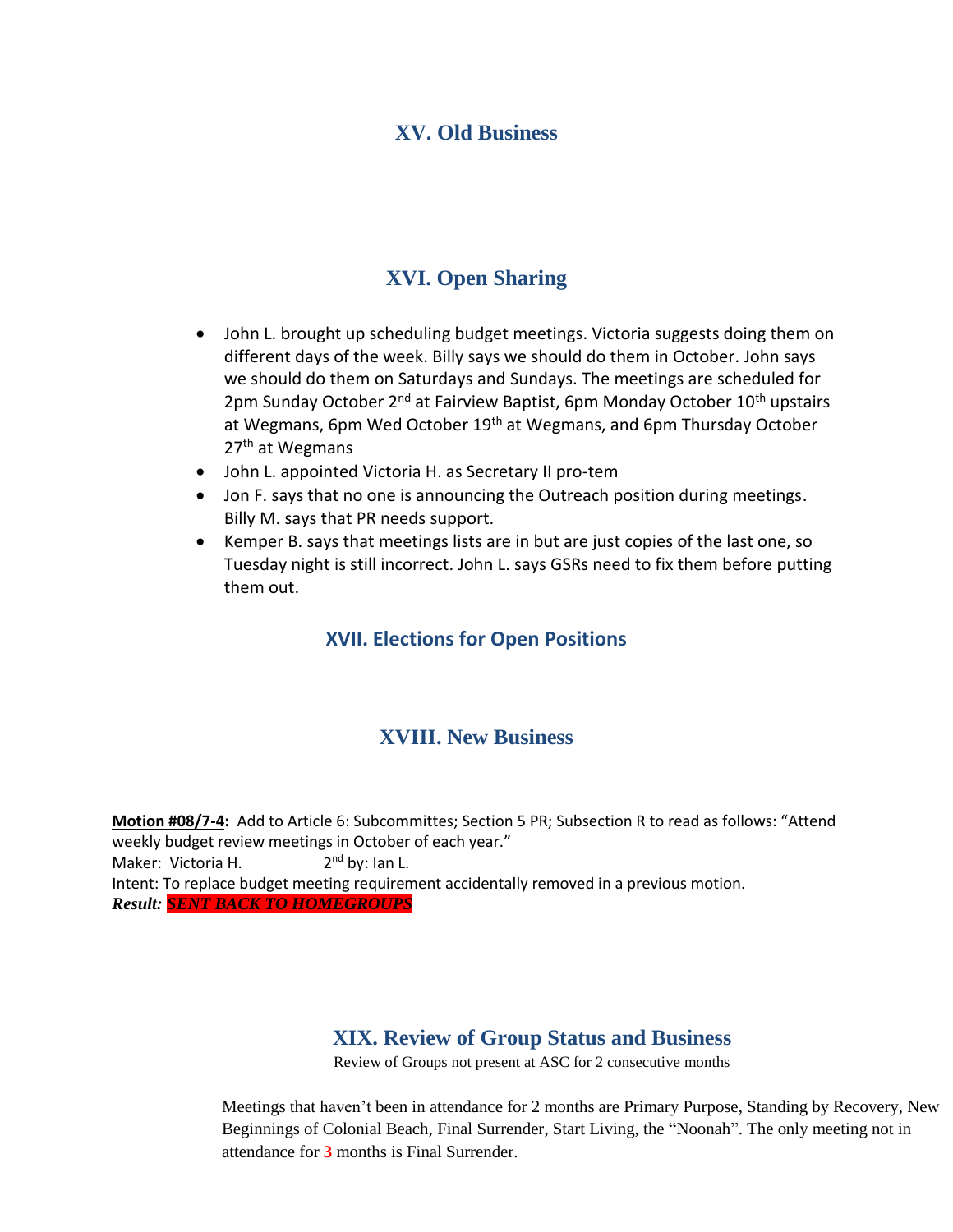## XV. Old Business

## XVI. Open Sharing

- John L. brought up scheduling budget meetings. Victoria suggests doing them on different days of the week. Billy says we should do them in October. John says we should do them on Saturdays and Sundays. The meetings are scheduled for 2pm Sunday October 2nd at Fairview Baptist, 6pm Monday October 10th upstairs at Wegmans, 6pm Wed October 19th at Wegmans, and 6pm Thursday October 27th at Wegmans
- John L. appointed Victoria H. as Secretary II pro-tem
- Jon F. says that no one is announcing the Outreach position during meetings. Billy M. says that PR needs support.
- Kemper B. says that meetings lists are in but are just copies of the last one, so Tuesday night is still incorrect. John L. says GSRs need to fix them before putting them out.

## XVII. Elections for Open Positions

## XVIII. New Business

**Motion #08/7-4:** Add to Article 6: Subcommittes; Section 5 PR; Subsection R to read as follows: "Attend weekly budget review meetings in October of each year."
Maker: Victoria H. 2nd by: Ian L.
Intent: To replace budget meeting requirement accidentally removed in a previous motion.
***Result: SENT BACK TO HOMEGROUPS***

## XIX. Review of Group Status and Business

Review of Groups not present at ASC for 2 consecutive months

Meetings that haven't been in attendance for 2 months are Primary Purpose, Standing by Recovery, New Beginnings of Colonial Beach, Final Surrender, Start Living, the "Noonah". The only meeting not in attendance for **3** months is Final Surrender.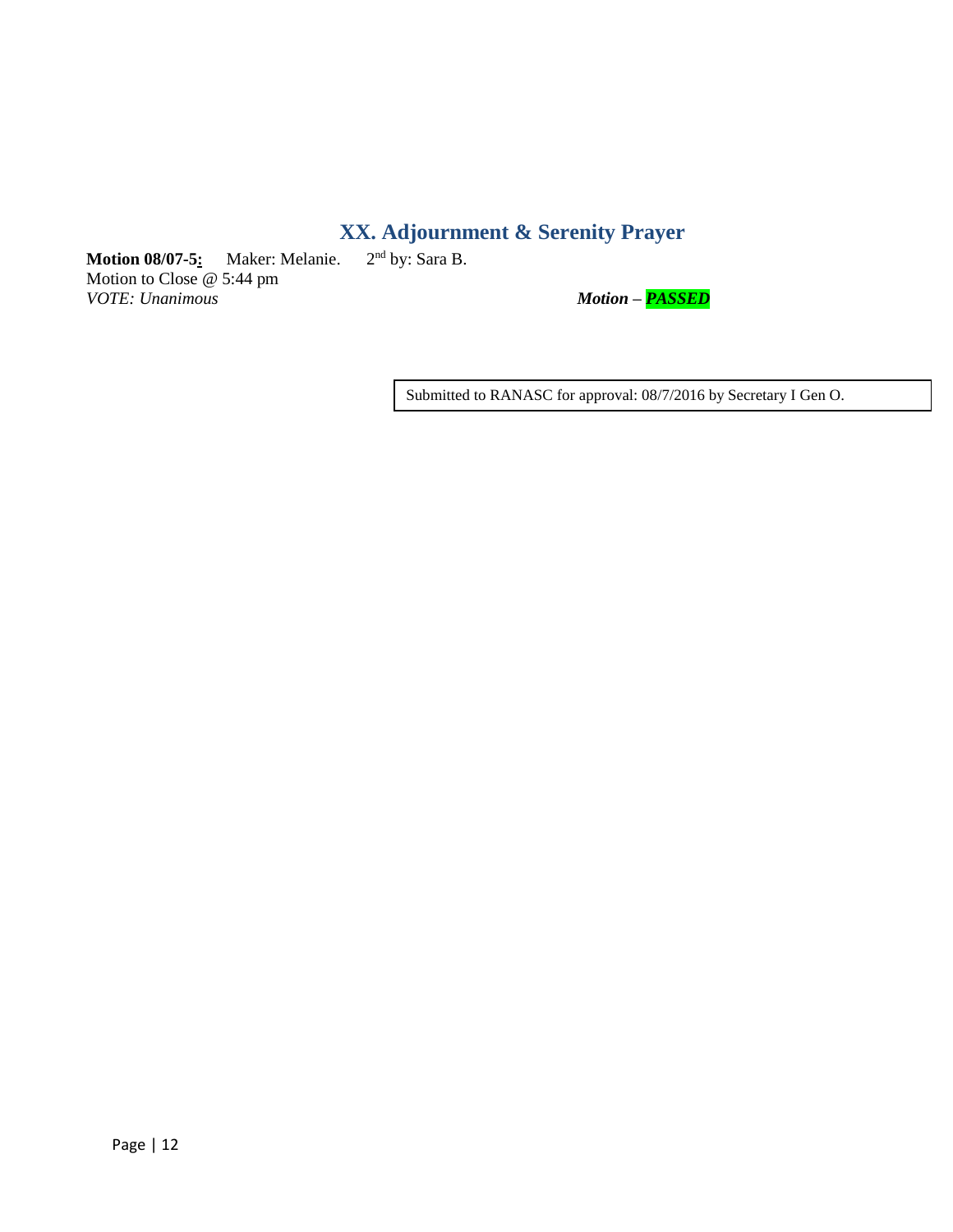## XX. Adjournment & Serenity Prayer

**Motion 08/07-5:** Maker: Melanie. 2nd by: Sara B.
Motion to Close @ 5:44 pm
*VOTE: Unanimous* ***Motion – PASSED***

Submitted to RANASC for approval: 08/7/2016 by Secretary I Gen O.